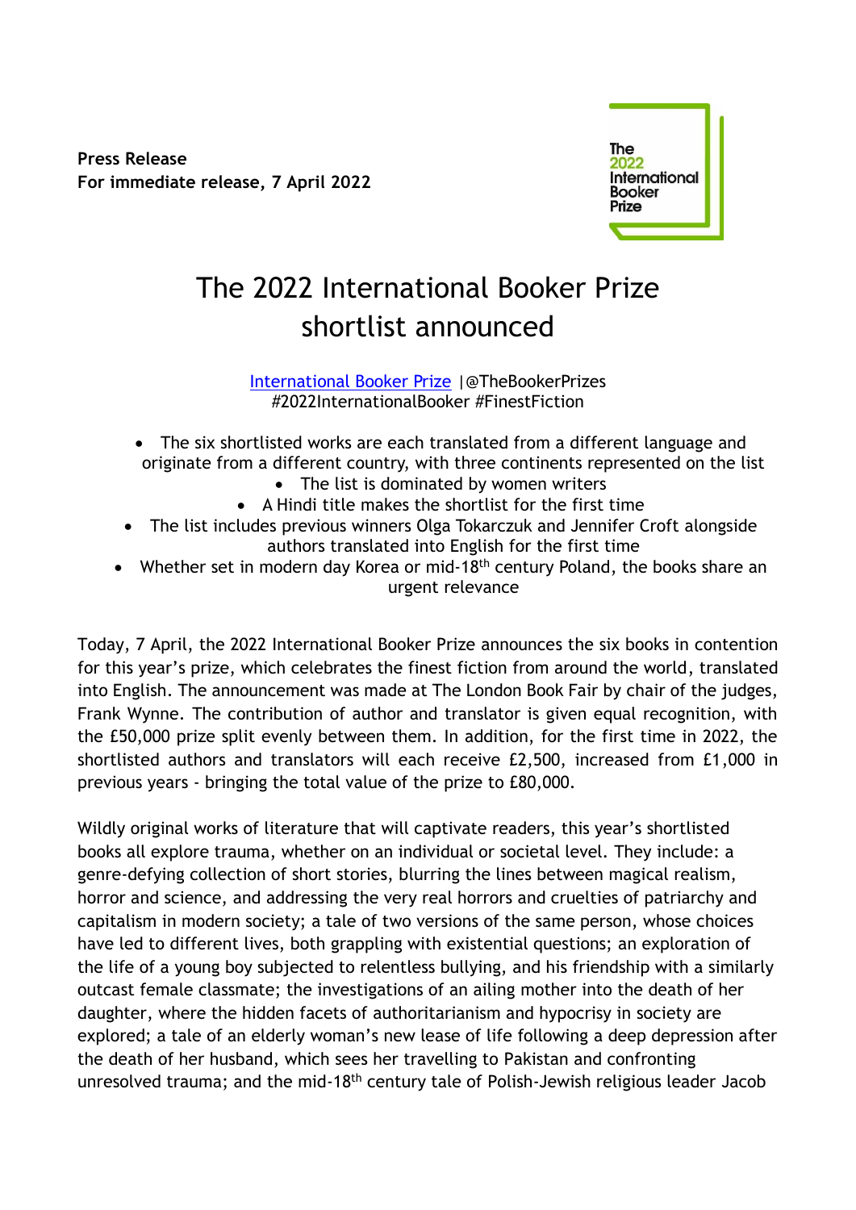**Press Release**
**For immediate release, 7 April 2022**

The 2022 International Booker Prize

# The 2022 International Booker Prize shortlist announced

[International Booker Prize](#) |@TheBookerPrizes
#2022InternationalBooker #FinestFiction

- The six shortlisted works are each translated from a different language and originate from a different country, with three continents represented on the list
- The list is dominated by women writers
- A Hindi title makes the shortlist for the first time
- The list includes previous winners Olga Tokarczuk and Jennifer Croft alongside authors translated into English for the first time
- Whether set in modern day Korea or mid-18th century Poland, the books share an urgent relevance

Today, 7 April, the 2022 International Booker Prize announces the six books in contention for this year's prize, which celebrates the finest fiction from around the world, translated into English. The announcement was made at The London Book Fair by chair of the judges, Frank Wynne. The contribution of author and translator is given equal recognition, with the £50,000 prize split evenly between them. In addition, for the first time in 2022, the shortlisted authors and translators will each receive £2,500, increased from £1,000 in previous years - bringing the total value of the prize to £80,000.

Wildly original works of literature that will captivate readers, this year's shortlisted books all explore trauma, whether on an individual or societal level. They include: a genre-defying collection of short stories, blurring the lines between magical realism, horror and science, and addressing the very real horrors and cruelties of patriarchy and capitalism in modern society; a tale of two versions of the same person, whose choices have led to different lives, both grappling with existential questions; an exploration of the life of a young boy subjected to relentless bullying, and his friendship with a similarly outcast female classmate; the investigations of an ailing mother into the death of her daughter, where the hidden facets of authoritarianism and hypocrisy in society are explored; a tale of an elderly woman's new lease of life following a deep depression after the death of her husband, which sees her travelling to Pakistan and confronting unresolved trauma; and the mid-18th century tale of Polish-Jewish religious leader Jacob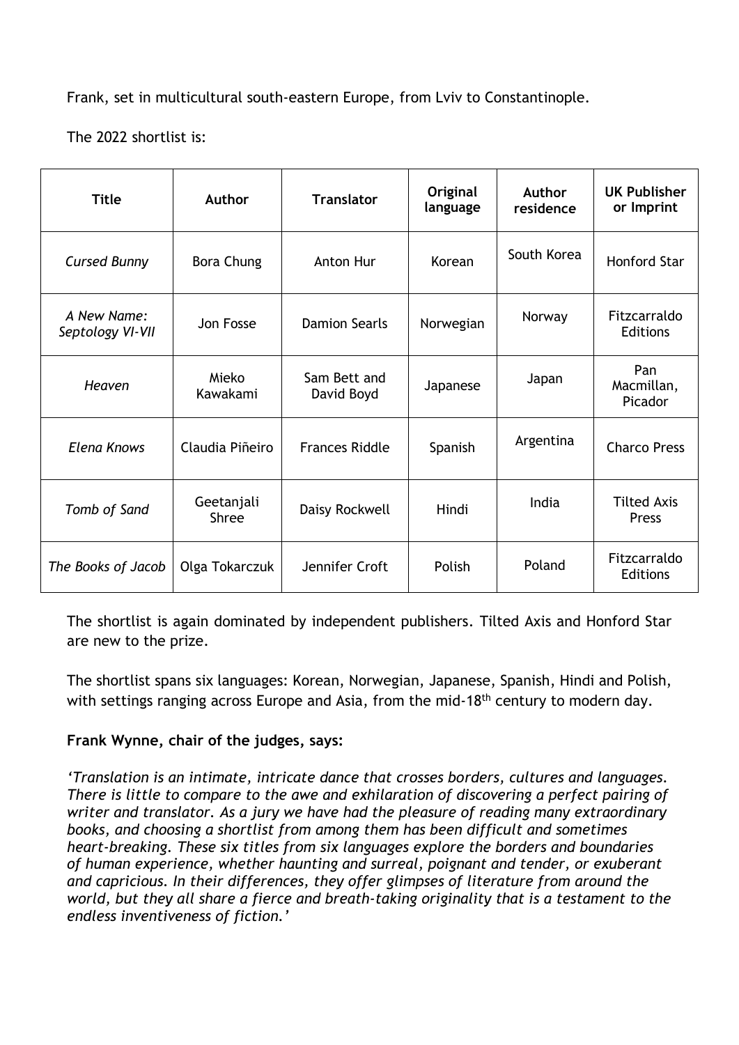Frank, set in multicultural south-eastern Europe, from Lviv to Constantinople.

The 2022 shortlist is:

| Title | Author | Translator | Original language | Author residence | UK Publisher or Imprint |
|---|---|---|---|---|---|
| *Cursed Bunny* | Bora Chung | Anton Hur | Korean | South Korea | Honford Star |
| *A New Name: Septology VI-VII* | Jon Fosse | Damion Searls | Norwegian | Norway | Fitzcarraldo Editions |
| *Heaven* | Mieko Kawakami | Sam Bett and David Boyd | Japanese | Japan | Pan Macmillan, Picador |
| *Elena Knows* | Claudia Piñeiro | Frances Riddle | Spanish | Argentina | Charco Press |
| *Tomb of Sand* | Geetanjali Shree | Daisy Rockwell | Hindi | India | Tilted Axis Press |
| *The Books of Jacob* | Olga Tokarczuk | Jennifer Croft | Polish | Poland | Fitzcarraldo Editions |

The shortlist is again dominated by independent publishers. Tilted Axis and Honford Star are new to the prize.

The shortlist spans six languages: Korean, Norwegian, Japanese, Spanish, Hindi and Polish, with settings ranging across Europe and Asia, from the mid-18th century to modern day.

**Frank Wynne, chair of the judges, says:**

*'Translation is an intimate, intricate dance that crosses borders, cultures and languages. There is little to compare to the awe and exhilaration of discovering a perfect pairing of writer and translator. As a jury we have had the pleasure of reading many extraordinary books, and choosing a shortlist from among them has been difficult and sometimes heart-breaking. These six titles from six languages explore the borders and boundaries of human experience, whether haunting and surreal, poignant and tender, or exuberant and capricious. In their differences, they offer glimpses of literature from around the world, but they all share a fierce and breath-taking originality that is a testament to the endless inventiveness of fiction.'*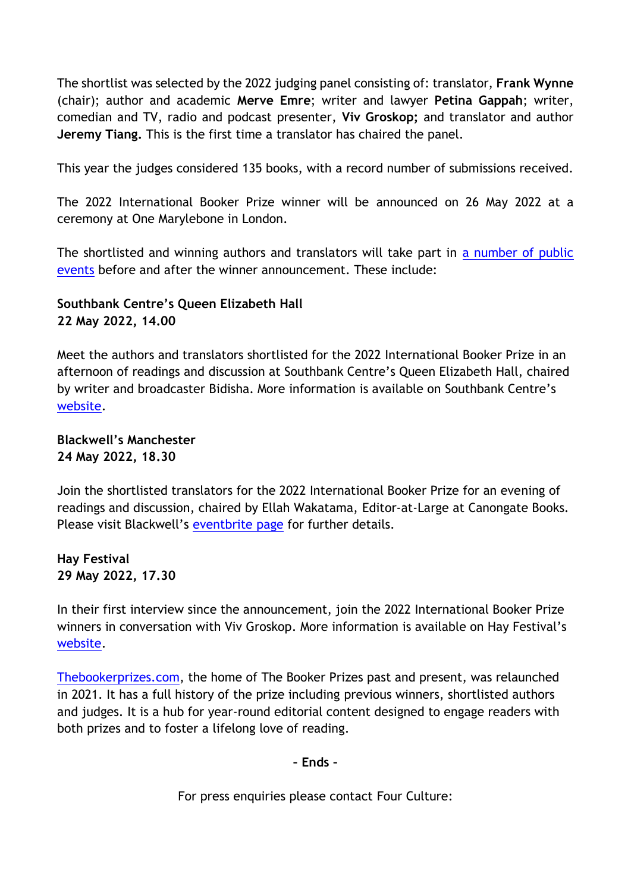The shortlist was selected by the 2022 judging panel consisting of: translator, **Frank Wynne** (chair); author and academic **Merve Emre**; writer and lawyer **Petina Gappah**; writer, comedian and TV, radio and podcast presenter, **Viv Groskop;** and translator and author **Jeremy Tiang.** This is the first time a translator has chaired the panel.

This year the judges considered 135 books, with a record number of submissions received.

The 2022 International Booker Prize winner will be announced on 26 May 2022 at a ceremony at One Marylebone in London.

The shortlisted and winning authors and translators will take part in a number of public events before and after the winner announcement. These include:

**Southbank Centre's Queen Elizabeth Hall**
**22 May 2022, 14.00**

Meet the authors and translators shortlisted for the 2022 International Booker Prize in an afternoon of readings and discussion at Southbank Centre's Queen Elizabeth Hall, chaired by writer and broadcaster Bidisha. More information is available on Southbank Centre's website.

**Blackwell's Manchester**
**24 May 2022, 18.30**

Join the shortlisted translators for the 2022 International Booker Prize for an evening of readings and discussion, chaired by Ellah Wakatama, Editor-at-Large at Canongate Books. Please visit Blackwell's eventbrite page for further details.

**Hay Festival**
**29 May 2022, 17.30**

In their first interview since the announcement, join the 2022 International Booker Prize winners in conversation with Viv Groskop. More information is available on Hay Festival's website.

Thebookerprizes.com, the home of The Booker Prizes past and present, was relaunched in 2021. It has a full history of the prize including previous winners, shortlisted authors and judges. It is a hub for year-round editorial content designed to engage readers with both prizes and to foster a lifelong love of reading.

– **Ends** –

For press enquiries please contact Four Culture: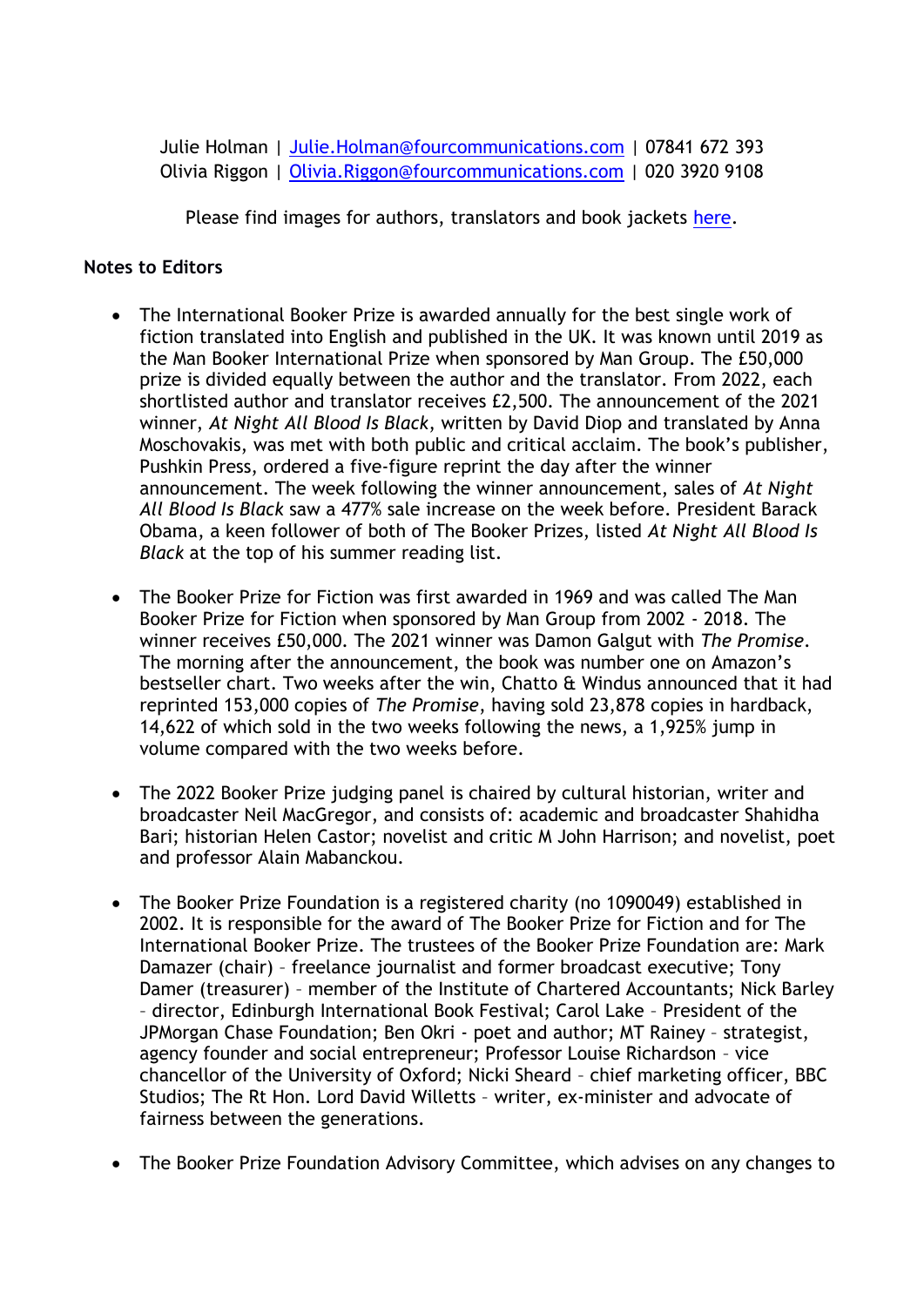Julie Holman | [Julie.Holman@fourcommunications.com](mailto:Julie.Holman@fourcommunications.com) | 07841 672 393
Olivia Riggon | [Olivia.Riggon@fourcommunications.com](mailto:Olivia.Riggon@fourcommunications.com) | 020 3920 9108

Please find images for authors, translators and book jackets here.

**Notes to Editors**

- The International Booker Prize is awarded annually for the best single work of fiction translated into English and published in the UK. It was known until 2019 as the Man Booker International Prize when sponsored by Man Group. The £50,000 prize is divided equally between the author and the translator. From 2022, each shortlisted author and translator receives £2,500. The announcement of the 2021 winner, *At Night All Blood Is Black*, written by David Diop and translated by Anna Moschovakis, was met with both public and critical acclaim. The book's publisher, Pushkin Press, ordered a five-figure reprint the day after the winner announcement. The week following the winner announcement, sales of *At Night All Blood Is Black* saw a 477% sale increase on the week before. President Barack Obama, a keen follower of both of The Booker Prizes, listed *At Night All Blood Is Black* at the top of his summer reading list.

- The Booker Prize for Fiction was first awarded in 1969 and was called The Man Booker Prize for Fiction when sponsored by Man Group from 2002 - 2018. The winner receives £50,000. The 2021 winner was Damon Galgut with *The Promise*. The morning after the announcement, the book was number one on Amazon's bestseller chart. Two weeks after the win, Chatto & Windus announced that it had reprinted 153,000 copies of *The Promise*, having sold 23,878 copies in hardback, 14,622 of which sold in the two weeks following the news, a 1,925% jump in volume compared with the two weeks before.

- The 2022 Booker Prize judging panel is chaired by cultural historian, writer and broadcaster Neil MacGregor, and consists of: academic and broadcaster Shahidha Bari; historian Helen Castor; novelist and critic M John Harrison; and novelist, poet and professor Alain Mabanckou.

- The Booker Prize Foundation is a registered charity (no 1090049) established in 2002. It is responsible for the award of The Booker Prize for Fiction and for The International Booker Prize. The trustees of the Booker Prize Foundation are: Mark Damazer (chair) – freelance journalist and former broadcast executive; Tony Damer (treasurer) – member of the Institute of Chartered Accountants; Nick Barley – director, Edinburgh International Book Festival; Carol Lake – President of the JPMorgan Chase Foundation; Ben Okri - poet and author; MT Rainey – strategist, agency founder and social entrepreneur; Professor Louise Richardson – vice chancellor of the University of Oxford; Nicki Sheard – chief marketing officer, BBC Studios; The Rt Hon. Lord David Willetts – writer, ex-minister and advocate of fairness between the generations.

- The Booker Prize Foundation Advisory Committee, which advises on any changes to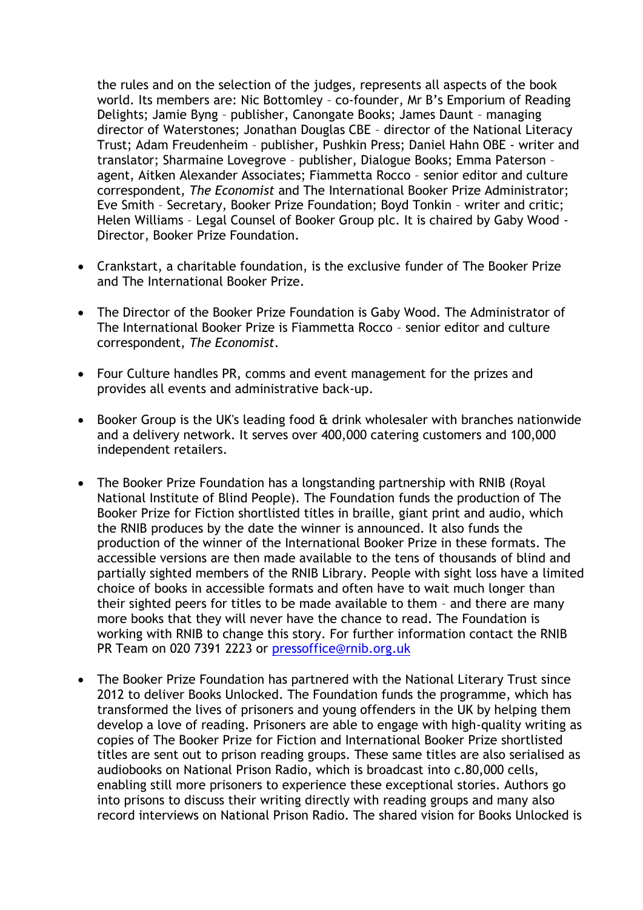the rules and on the selection of the judges, represents all aspects of the book world. Its members are: Nic Bottomley – co-founder, Mr B's Emporium of Reading Delights; Jamie Byng – publisher, Canongate Books; James Daunt – managing director of Waterstones; Jonathan Douglas CBE – director of the National Literacy Trust; Adam Freudenheim – publisher, Pushkin Press; Daniel Hahn OBE - writer and translator; Sharmaine Lovegrove – publisher, Dialogue Books; Emma Paterson – agent, Aitken Alexander Associates; Fiammetta Rocco – senior editor and culture correspondent, *The Economist* and The International Booker Prize Administrator; Eve Smith – Secretary, Booker Prize Foundation; Boyd Tonkin – writer and critic; Helen Williams – Legal Counsel of Booker Group plc. It is chaired by Gaby Wood - Director, Booker Prize Foundation.

- Crankstart, a charitable foundation, is the exclusive funder of The Booker Prize and The International Booker Prize.

- The Director of the Booker Prize Foundation is Gaby Wood. The Administrator of The International Booker Prize is Fiammetta Rocco – senior editor and culture correspondent, *The Economist*.

- Four Culture handles PR, comms and event management for the prizes and provides all events and administrative back-up.

- Booker Group is the UK's leading food & drink wholesaler with branches nationwide and a delivery network. It serves over 400,000 catering customers and 100,000 independent retailers.

- The Booker Prize Foundation has a longstanding partnership with RNIB (Royal National Institute of Blind People). The Foundation funds the production of The Booker Prize for Fiction shortlisted titles in braille, giant print and audio, which the RNIB produces by the date the winner is announced. It also funds the production of the winner of the International Booker Prize in these formats. The accessible versions are then made available to the tens of thousands of blind and partially sighted members of the RNIB Library. People with sight loss have a limited choice of books in accessible formats and often have to wait much longer than their sighted peers for titles to be made available to them – and there are many more books that they will never have the chance to read. The Foundation is working with RNIB to change this story. For further information contact the RNIB PR Team on 020 7391 2223 or pressoffice@rnib.org.uk

- The Booker Prize Foundation has partnered with the National Literary Trust since 2012 to deliver Books Unlocked. The Foundation funds the programme, which has transformed the lives of prisoners and young offenders in the UK by helping them develop a love of reading. Prisoners are able to engage with high-quality writing as copies of The Booker Prize for Fiction and International Booker Prize shortlisted titles are sent out to prison reading groups. These same titles are also serialised as audiobooks on National Prison Radio, which is broadcast into c.80,000 cells, enabling still more prisoners to experience these exceptional stories. Authors go into prisons to discuss their writing directly with reading groups and many also record interviews on National Prison Radio. The shared vision for Books Unlocked is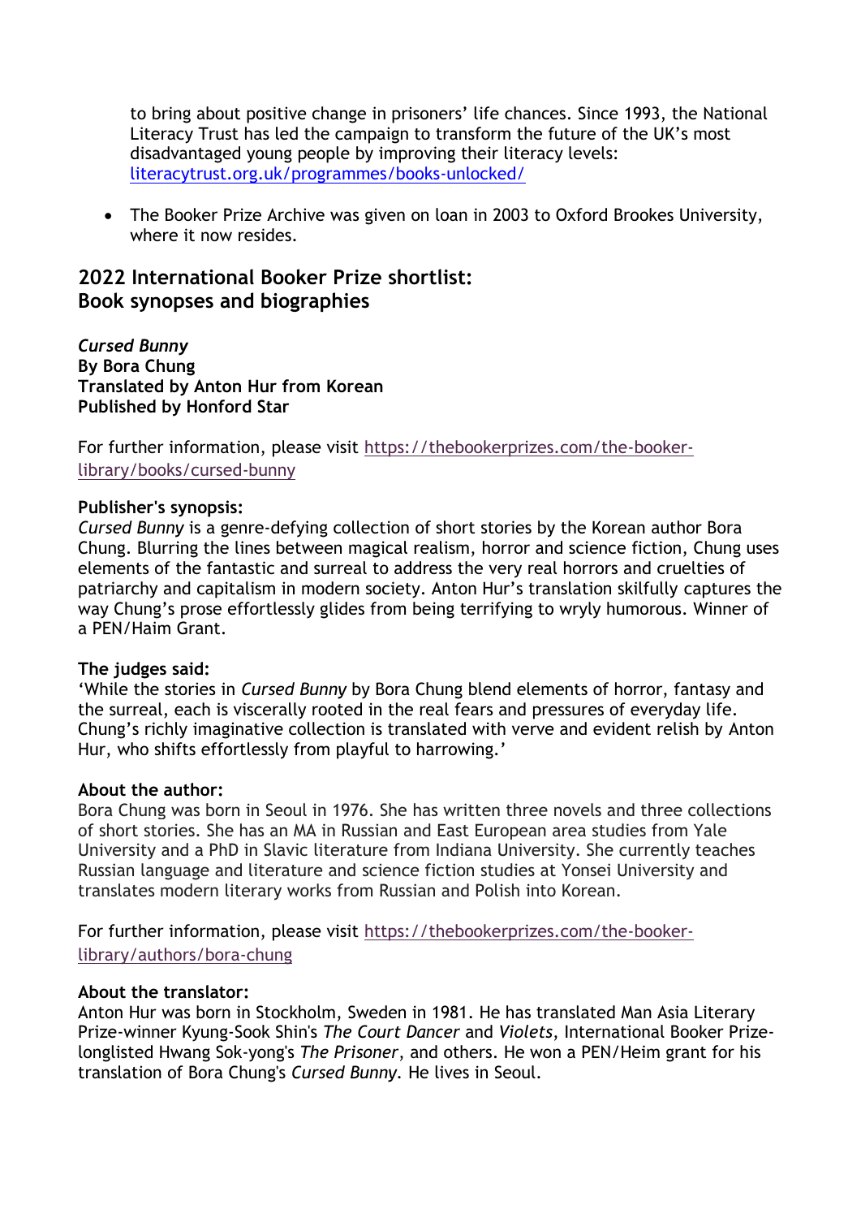to bring about positive change in prisoners' life chances. Since 1993, the National Literacy Trust has led the campaign to transform the future of the UK's most disadvantaged young people by improving their literacy levels: [literacytrust.org.uk/programmes/books-unlocked/](literacytrust.org.uk/programmes/books-unlocked/)

- The Booker Prize Archive was given on loan in 2003 to Oxford Brookes University, where it now resides.

## 2022 International Booker Prize shortlist: Book synopses and biographies

***Cursed Bunny***
**By Bora Chung**
**Translated by Anton Hur from Korean**
**Published by Honford Star**

For further information, please visit [https://thebookerprizes.com/the-booker-library/books/cursed-bunny](https://thebookerprizes.com/the-booker-library/books/cursed-bunny)

**Publisher's synopsis:**
*Cursed Bunny* is a genre-defying collection of short stories by the Korean author Bora Chung. Blurring the lines between magical realism, horror and science fiction, Chung uses elements of the fantastic and surreal to address the very real horrors and cruelties of patriarchy and capitalism in modern society. Anton Hur's translation skilfully captures the way Chung's prose effortlessly glides from being terrifying to wryly humorous. Winner of a PEN/Haim Grant.

**The judges said:**
'While the stories in *Cursed Bunny* by Bora Chung blend elements of horror, fantasy and the surreal, each is viscerally rooted in the real fears and pressures of everyday life. Chung's richly imaginative collection is translated with verve and evident relish by Anton Hur, who shifts effortlessly from playful to harrowing.'

**About the author:**
Bora Chung was born in Seoul in 1976. She has written three novels and three collections of short stories. She has an MA in Russian and East European area studies from Yale University and a PhD in Slavic literature from Indiana University. She currently teaches Russian language and literature and science fiction studies at Yonsei University and translates modern literary works from Russian and Polish into Korean.

For further information, please visit [https://thebookerprizes.com/the-booker-library/authors/bora-chung](https://thebookerprizes.com/the-booker-library/authors/bora-chung)

**About the translator:**
Anton Hur was born in Stockholm, Sweden in 1981. He has translated Man Asia Literary Prize-winner Kyung-Sook Shin's *The Court Dancer* and *Violets*, International Booker Prize-longlisted Hwang Sok-yong's *The Prisoner*, and others. He won a PEN/Heim grant for his translation of Bora Chung's *Cursed Bunny*. He lives in Seoul.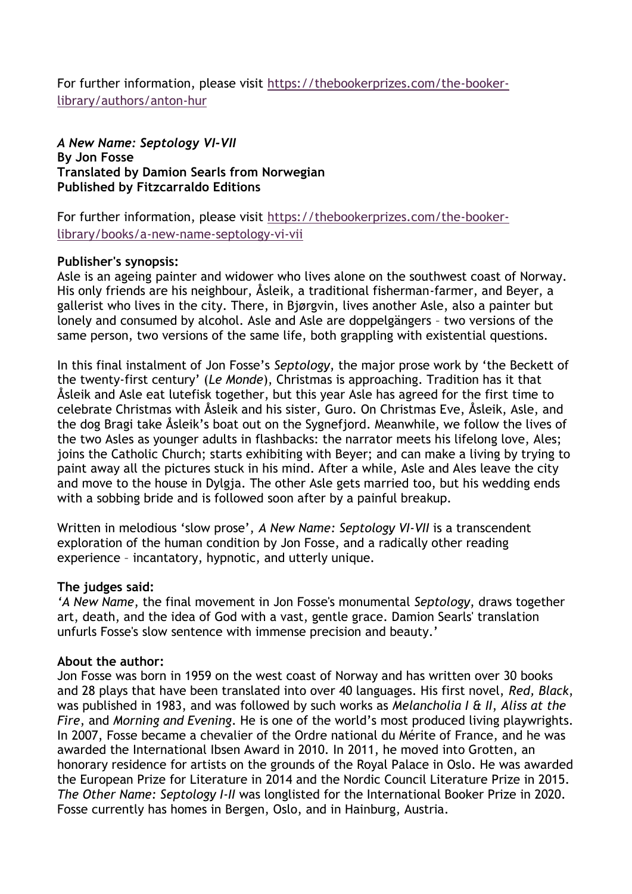For further information, please visit [https://thebookerprizes.com/the-booker-library/authors/anton-hur](https://thebookerprizes.com/the-booker-library/authors/anton-hur)

***A New Name: Septology VI-VII***
**By Jon Fosse**
**Translated by Damion Searls from Norwegian**
**Published by Fitzcarraldo Editions**

For further information, please visit [https://thebookerprizes.com/the-booker-library/books/a-new-name-septology-vi-vii](https://thebookerprizes.com/the-booker-library/books/a-new-name-septology-vi-vii)

**Publisher's synopsis:**
Asle is an ageing painter and widower who lives alone on the southwest coast of Norway. His only friends are his neighbour, Åsleik, a traditional fisherman-farmer, and Beyer, a gallerist who lives in the city. There, in Bjørgvin, lives another Asle, also a painter but lonely and consumed by alcohol. Asle and Asle are doppelgängers – two versions of the same person, two versions of the same life, both grappling with existential questions.

In this final instalment of Jon Fosse's *Septology*, the major prose work by 'the Beckett of the twenty-first century' (*Le Monde*), Christmas is approaching. Tradition has it that Åsleik and Asle eat lutefisk together, but this year Asle has agreed for the first time to celebrate Christmas with Åsleik and his sister, Guro. On Christmas Eve, Åsleik, Asle, and the dog Bragi take Åsleik's boat out on the Sygnefjord. Meanwhile, we follow the lives of the two Asles as younger adults in flashbacks: the narrator meets his lifelong love, Ales; joins the Catholic Church; starts exhibiting with Beyer; and can make a living by trying to paint away all the pictures stuck in his mind. After a while, Asle and Ales leave the city and move to the house in Dylgja. The other Asle gets married too, but his wedding ends with a sobbing bride and is followed soon after by a painful breakup.

Written in melodious 'slow prose', *A New Name: Septology VI-VII* is a transcendent exploration of the human condition by Jon Fosse, and a radically other reading experience – incantatory, hypnotic, and utterly unique.

**The judges said:**
'*A New Name*, the final movement in Jon Fosse's monumental *Septology*, draws together art, death, and the idea of God with a vast, gentle grace. Damion Searls' translation unfurls Fosse's slow sentence with immense precision and beauty.'

**About the author:**
Jon Fosse was born in 1959 on the west coast of Norway and has written over 30 books and 28 plays that have been translated into over 40 languages. His first novel, *Red, Black*, was published in 1983, and was followed by such works as *Melancholia I & II*, *Aliss at the Fire*, and *Morning and Evening*. He is one of the world's most produced living playwrights. In 2007, Fosse became a chevalier of the Ordre national du Mérite of France, and he was awarded the International Ibsen Award in 2010. In 2011, he moved into Grotten, an honorary residence for artists on the grounds of the Royal Palace in Oslo. He was awarded the European Prize for Literature in 2014 and the Nordic Council Literature Prize in 2015. *The Other Name: Septology I-II* was longlisted for the International Booker Prize in 2020. Fosse currently has homes in Bergen, Oslo, and in Hainburg, Austria.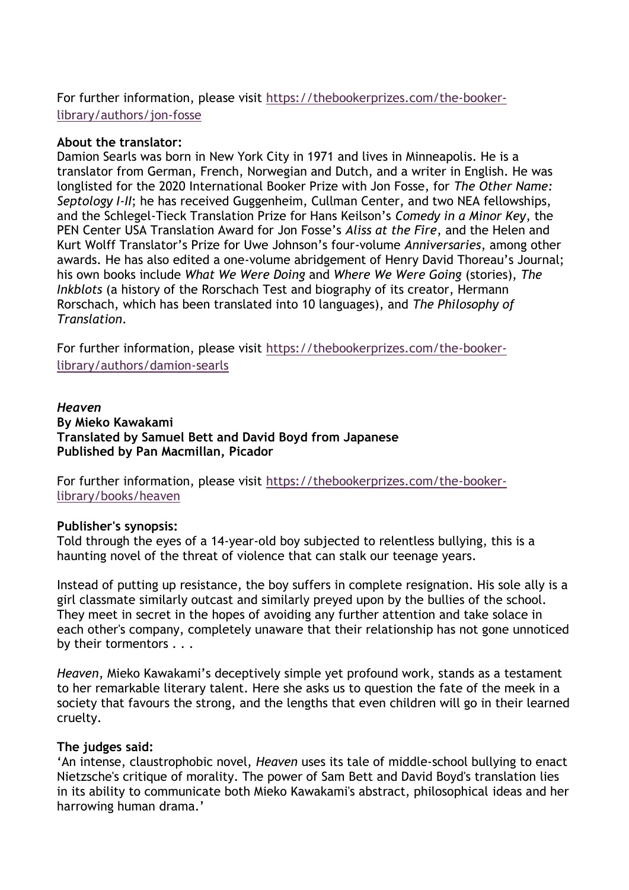For further information, please visit [https://thebookerprizes.com/the-booker-library/authors/jon-fosse](https://thebookerprizes.com/the-booker-library/authors/jon-fosse)

**About the translator:**
Damion Searls was born in New York City in 1971 and lives in Minneapolis. He is a translator from German, French, Norwegian and Dutch, and a writer in English. He was longlisted for the 2020 International Booker Prize with Jon Fosse, for *The Other Name: Septology I-II*; he has received Guggenheim, Cullman Center, and two NEA fellowships, and the Schlegel-Tieck Translation Prize for Hans Keilson's *Comedy in a Minor Key*, the PEN Center USA Translation Award for Jon Fosse's *Aliss at the Fire*, and the Helen and Kurt Wolff Translator's Prize for Uwe Johnson's four-volume *Anniversaries*, among other awards. He has also edited a one-volume abridgement of Henry David Thoreau's Journal; his own books include *What We Were Doing* and *Where We Were Going* (stories), *The Inkblots* (a history of the Rorschach Test and biography of its creator, Hermann Rorschach, which has been translated into 10 languages), and *The Philosophy of Translation*.

For further information, please visit [https://thebookerprizes.com/the-booker-library/authors/damion-searls](https://thebookerprizes.com/the-booker-library/authors/damion-searls)

***Heaven***
**By Mieko Kawakami**
**Translated by Samuel Bett and David Boyd from Japanese**
**Published by Pan Macmillan, Picador**

For further information, please visit [https://thebookerprizes.com/the-booker-library/books/heaven](https://thebookerprizes.com/the-booker-library/books/heaven)

**Publisher's synopsis:**
Told through the eyes of a 14-year-old boy subjected to relentless bullying, this is a haunting novel of the threat of violence that can stalk our teenage years.

Instead of putting up resistance, the boy suffers in complete resignation. His sole ally is a girl classmate similarly outcast and similarly preyed upon by the bullies of the school. They meet in secret in the hopes of avoiding any further attention and take solace in each other's company, completely unaware that their relationship has not gone unnoticed by their tormentors . . .

*Heaven*, Mieko Kawakami's deceptively simple yet profound work, stands as a testament to her remarkable literary talent. Here she asks us to question the fate of the meek in a society that favours the strong, and the lengths that even children will go in their learned cruelty.

**The judges said:**
'An intense, claustrophobic novel, *Heaven* uses its tale of middle-school bullying to enact Nietzsche's critique of morality. The power of Sam Bett and David Boyd's translation lies in its ability to communicate both Mieko Kawakami's abstract, philosophical ideas and her harrowing human drama.'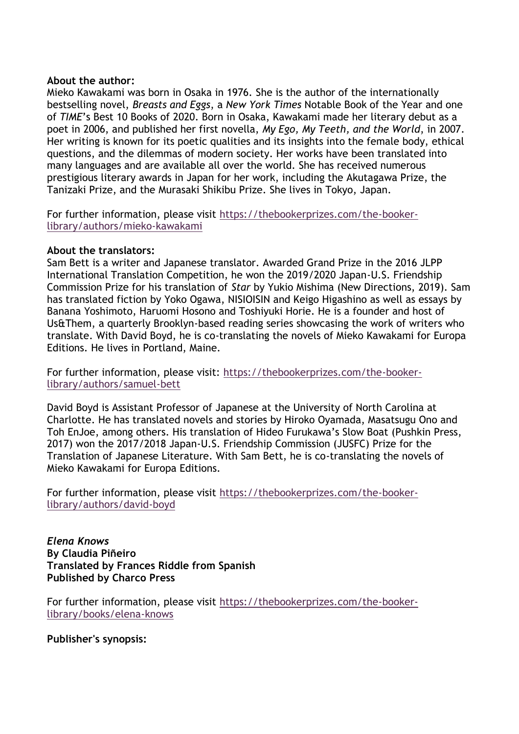**About the author:**
Mieko Kawakami was born in Osaka in 1976. She is the author of the internationally bestselling novel, *Breasts and Eggs,* a *New York Times* Notable Book of the Year and one of *TIME*'s Best 10 Books of 2020. Born in Osaka, Kawakami made her literary debut as a poet in 2006, and published her first novella, *My Ego, My Teeth, and the World*, in 2007. Her writing is known for its poetic qualities and its insights into the female body, ethical questions, and the dilemmas of modern society. Her works have been translated into many languages and are available all over the world. She has received numerous prestigious literary awards in Japan for her work, including the Akutagawa Prize, the Tanizaki Prize, and the Murasaki Shikibu Prize. She lives in Tokyo, Japan.

For further information, please visit [https://thebookerprizes.com/the-booker-library/authors/mieko-kawakami](https://thebookerprizes.com/the-booker-library/authors/mieko-kawakami)

**About the translators:**
Sam Bett is a writer and Japanese translator. Awarded Grand Prize in the 2016 JLPP International Translation Competition, he won the 2019/2020 Japan-U.S. Friendship Commission Prize for his translation of *Star* by Yukio Mishima (New Directions, 2019). Sam has translated fiction by Yoko Ogawa, NISIOISIN and Keigo Higashino as well as essays by Banana Yoshimoto, Haruomi Hosono and Toshiyuki Horie. He is a founder and host of Us&Them, a quarterly Brooklyn-based reading series showcasing the work of writers who translate. With David Boyd, he is co-translating the novels of Mieko Kawakami for Europa Editions. He lives in Portland, Maine.

For further information, please visit: [https://thebookerprizes.com/the-booker-library/authors/samuel-bett](https://thebookerprizes.com/the-booker-library/authors/samuel-bett)

David Boyd is Assistant Professor of Japanese at the University of North Carolina at Charlotte. He has translated novels and stories by Hiroko Oyamada, Masatsugu Ono and Toh EnJoe, among others. His translation of Hideo Furukawa's Slow Boat (Pushkin Press, 2017) won the 2017/2018 Japan-U.S. Friendship Commission (JUSFC) Prize for the Translation of Japanese Literature. With Sam Bett, he is co-translating the novels of Mieko Kawakami for Europa Editions.

For further information, please visit [https://thebookerprizes.com/the-booker-library/authors/david-boyd](https://thebookerprizes.com/the-booker-library/authors/david-boyd)

***Elena Knows***
**By Claudia Piñeiro**
**Translated by Frances Riddle from Spanish**
**Published by Charco Press**

For further information, please visit [https://thebookerprizes.com/the-booker-library/books/elena-knows](https://thebookerprizes.com/the-booker-library/books/elena-knows)

**Publisher's synopsis:**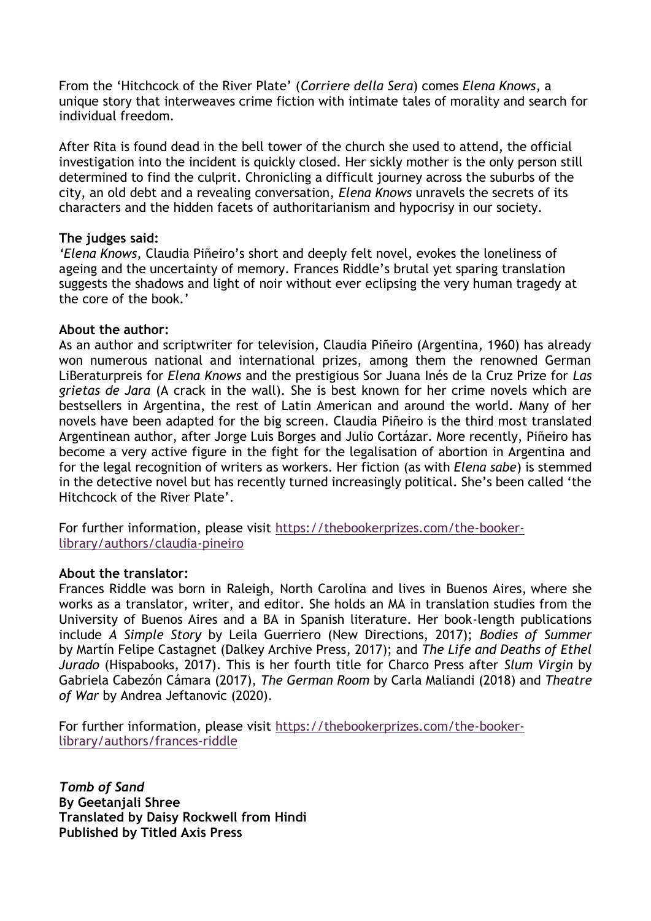From the 'Hitchcock of the River Plate' (*Corriere della Sera*) comes *Elena Knows*, a unique story that interweaves crime fiction with intimate tales of morality and search for individual freedom.

After Rita is found dead in the bell tower of the church she used to attend, the official investigation into the incident is quickly closed. Her sickly mother is the only person still determined to find the culprit. Chronicling a difficult journey across the suburbs of the city, an old debt and a revealing conversation, *Elena Knows* unravels the secrets of its characters and the hidden facets of authoritarianism and hypocrisy in our society.

**The judges said:**
*'Elena Knows*, Claudia Piñeiro's short and deeply felt novel, evokes the loneliness of ageing and the uncertainty of memory. Frances Riddle's brutal yet sparing translation suggests the shadows and light of noir without ever eclipsing the very human tragedy at the core of the book.'

**About the author:**
As an author and scriptwriter for television, Claudia Piñeiro (Argentina, 1960) has already won numerous national and international prizes, among them the renowned German LiBeraturpreis for *Elena Knows* and the prestigious Sor Juana Inés de la Cruz Prize for *Las grietas de Jara* (A crack in the wall). She is best known for her crime novels which are bestsellers in Argentina, the rest of Latin American and around the world. Many of her novels have been adapted for the big screen. Claudia Piñeiro is the third most translated Argentinean author, after Jorge Luis Borges and Julio Cortázar. More recently, Piñeiro has become a very active figure in the fight for the legalisation of abortion in Argentina and for the legal recognition of writers as workers. Her fiction (as with *Elena sabe*) is stemmed in the detective novel but has recently turned increasingly political. She's been called 'the Hitchcock of the River Plate'.

For further information, please visit https://thebookerprizes.com/the-booker-library/authors/claudia-pineiro

**About the translator:**
Frances Riddle was born in Raleigh, North Carolina and lives in Buenos Aires, where she works as a translator, writer, and editor. She holds an MA in translation studies from the University of Buenos Aires and a BA in Spanish literature. Her book-length publications include *A Simple Story* by Leila Guerriero (New Directions, 2017); *Bodies of Summer* by Martín Felipe Castagnet (Dalkey Archive Press, 2017); and *The Life and Deaths of Ethel Jurado* (Hispabooks, 2017). This is her fourth title for Charco Press after *Slum Virgin* by Gabriela Cabezón Cámara (2017), *The German Room* by Carla Maliandi (2018) and *Theatre of War* by Andrea Jeftanovic (2020).

For further information, please visit https://thebookerprizes.com/the-booker-library/authors/frances-riddle

***Tomb of Sand***
**By Geetanjali Shree**
**Translated by Daisy Rockwell from Hindi**
**Published by Titled Axis Press**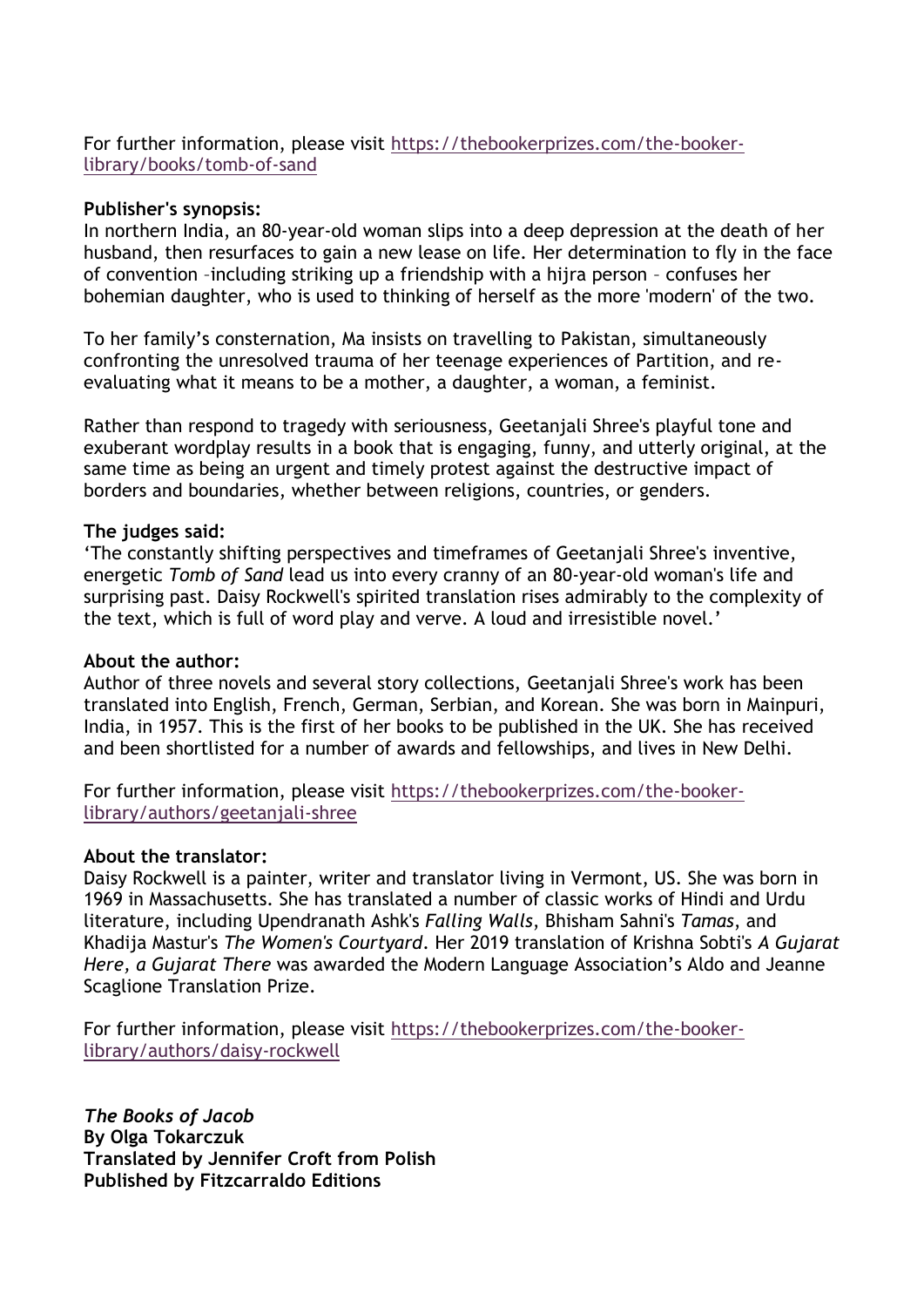For further information, please visit [https://thebookerprizes.com/the-booker-library/books/tomb-of-sand](https://thebookerprizes.com/the-booker-library/books/tomb-of-sand)

**Publisher's synopsis:**
In northern India, an 80-year-old woman slips into a deep depression at the death of her husband, then resurfaces to gain a new lease on life. Her determination to fly in the face of convention –including striking up a friendship with a hijra person – confuses her bohemian daughter, who is used to thinking of herself as the more 'modern' of the two.

To her family's consternation, Ma insists on travelling to Pakistan, simultaneously confronting the unresolved trauma of her teenage experiences of Partition, and re-evaluating what it means to be a mother, a daughter, a woman, a feminist.

Rather than respond to tragedy with seriousness, Geetanjali Shree's playful tone and exuberant wordplay results in a book that is engaging, funny, and utterly original, at the same time as being an urgent and timely protest against the destructive impact of borders and boundaries, whether between religions, countries, or genders.

**The judges said:**
'The constantly shifting perspectives and timeframes of Geetanjali Shree's inventive, energetic *Tomb of Sand* lead us into every cranny of an 80-year-old woman's life and surprising past. Daisy Rockwell's spirited translation rises admirably to the complexity of the text, which is full of word play and verve. A loud and irresistible novel.'

**About the author:**
Author of three novels and several story collections, Geetanjali Shree's work has been translated into English, French, German, Serbian, and Korean. She was born in Mainpuri, India, in 1957. This is the first of her books to be published in the UK. She has received and been shortlisted for a number of awards and fellowships, and lives in New Delhi.

For further information, please visit [https://thebookerprizes.com/the-booker-library/authors/geetanjali-shree](https://thebookerprizes.com/the-booker-library/authors/geetanjali-shree)

**About the translator:**
Daisy Rockwell is a painter, writer and translator living in Vermont, US. She was born in 1969 in Massachusetts. She has translated a number of classic works of Hindi and Urdu literature, including Upendranath Ashk's *Falling Walls*, Bhisham Sahni's *Tamas*, and Khadija Mastur's *The Women's Courtyard*. Her 2019 translation of Krishna Sobti's *A Gujarat Here, a Gujarat There* was awarded the Modern Language Association's Aldo and Jeanne Scaglione Translation Prize.

For further information, please visit [https://thebookerprizes.com/the-booker-library/authors/daisy-rockwell](https://thebookerprizes.com/the-booker-library/authors/daisy-rockwell)

***The Books of Jacob***
**By Olga Tokarczuk**
**Translated by Jennifer Croft from Polish**
**Published by Fitzcarraldo Editions**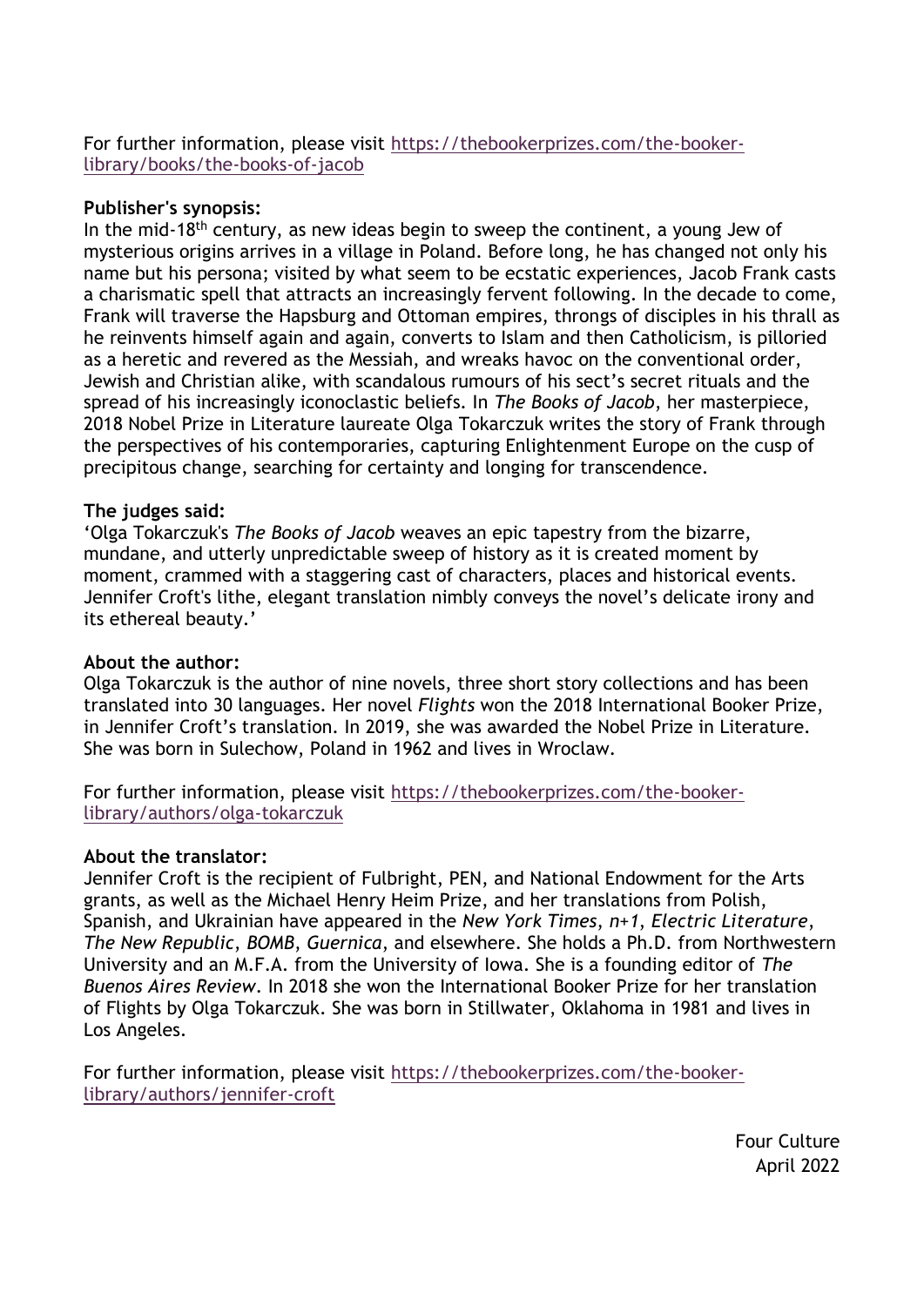For further information, please visit [https://thebookerprizes.com/the-booker-library/books/the-books-of-jacob](https://thebookerprizes.com/the-booker-library/books/the-books-of-jacob)

**Publisher's synopsis:**
In the mid-18th century, as new ideas begin to sweep the continent, a young Jew of mysterious origins arrives in a village in Poland. Before long, he has changed not only his name but his persona; visited by what seem to be ecstatic experiences, Jacob Frank casts a charismatic spell that attracts an increasingly fervent following. In the decade to come, Frank will traverse the Hapsburg and Ottoman empires, throngs of disciples in his thrall as he reinvents himself again and again, converts to Islam and then Catholicism, is pilloried as a heretic and revered as the Messiah, and wreaks havoc on the conventional order, Jewish and Christian alike, with scandalous rumours of his sect's secret rituals and the spread of his increasingly iconoclastic beliefs. In *The Books of Jacob*, her masterpiece, 2018 Nobel Prize in Literature laureate Olga Tokarczuk writes the story of Frank through the perspectives of his contemporaries, capturing Enlightenment Europe on the cusp of precipitous change, searching for certainty and longing for transcendence.

**The judges said:**
'Olga Tokarczuk's *The Books of Jacob* weaves an epic tapestry from the bizarre, mundane, and utterly unpredictable sweep of history as it is created moment by moment, crammed with a staggering cast of characters, places and historical events. Jennifer Croft's lithe, elegant translation nimbly conveys the novel's delicate irony and its ethereal beauty.'

**About the author:**
Olga Tokarczuk is the author of nine novels, three short story collections and has been translated into 30 languages. Her novel *Flights* won the 2018 International Booker Prize, in Jennifer Croft's translation. In 2019, she was awarded the Nobel Prize in Literature. She was born in Sulechow, Poland in 1962 and lives in Wroclaw.

For further information, please visit [https://thebookerprizes.com/the-booker-library/authors/olga-tokarczuk](https://thebookerprizes.com/the-booker-library/authors/olga-tokarczuk)

**About the translator:**
Jennifer Croft is the recipient of Fulbright, PEN, and National Endowment for the Arts grants, as well as the Michael Henry Heim Prize, and her translations from Polish, Spanish, and Ukrainian have appeared in the *New York Times*, *n+1*, *Electric Literature*, *The New Republic*, *BOMB*, *Guernica*, and elsewhere. She holds a Ph.D. from Northwestern University and an M.F.A. from the University of Iowa. She is a founding editor of *The Buenos Aires Review*. In 2018 she won the International Booker Prize for her translation of Flights by Olga Tokarczuk. She was born in Stillwater, Oklahoma in 1981 and lives in Los Angeles.

For further information, please visit [https://thebookerprizes.com/the-booker-library/authors/jennifer-croft](https://thebookerprizes.com/the-booker-library/authors/jennifer-croft)

Four Culture
April 2022